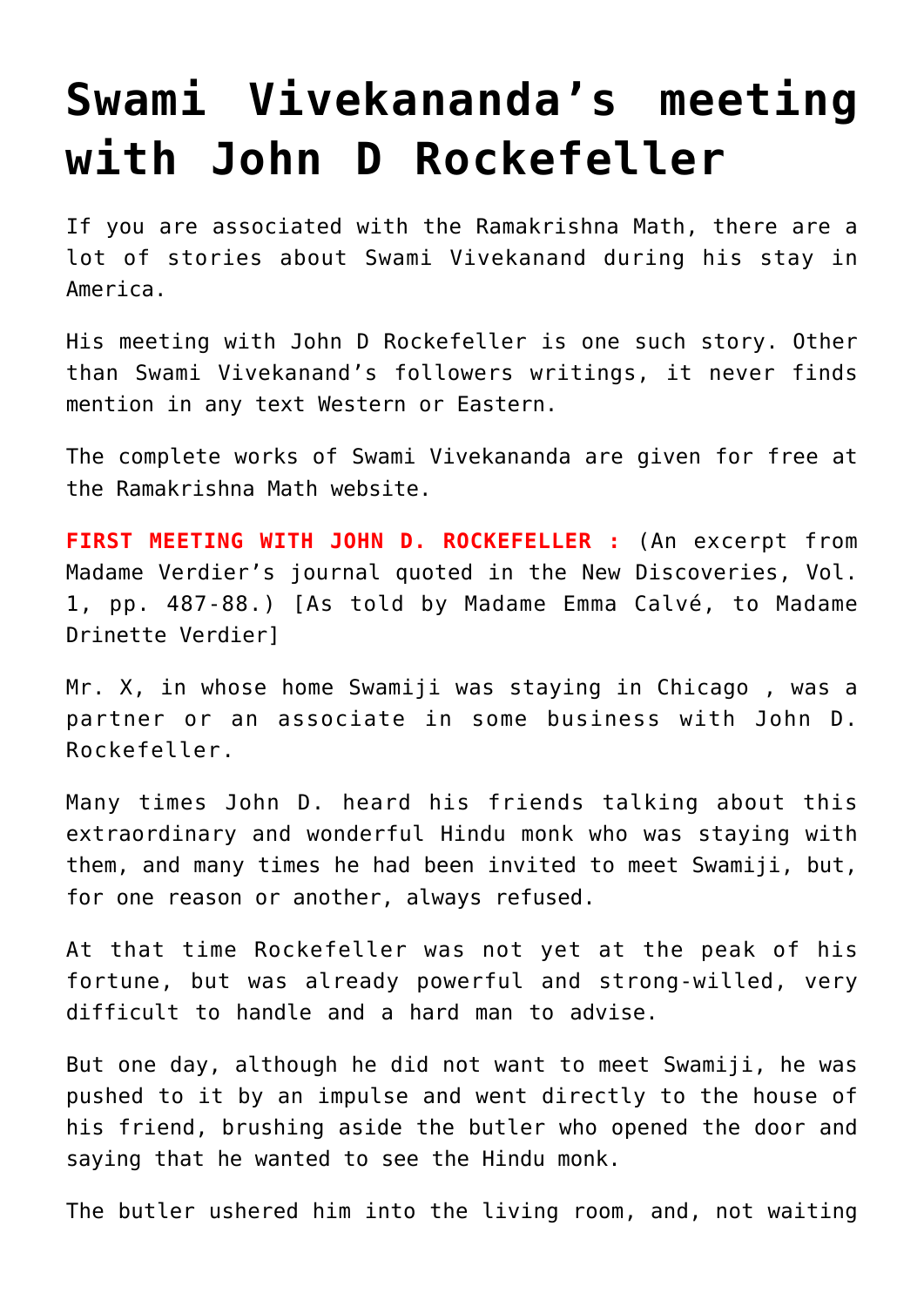# Swami Vivekananda's meeting with John D Rockefeller

If you are associated with the Ramakrishna Math, there are a lot of stories about Swami Vivekanand during his stay in America.

His meeting with John D Rockefeller is one such story. Other than Swami Vivekanand's followers writings, it never finds mention in any text Western or Eastern.

The complete works of Swami Vivekananda are given for free at the Ramakrishna Math website.

**FIRST MEETING WITH JOHN D. ROCKEFELLER :** (An excerpt from Madame Verdier's journal quoted in the New Discoveries, Vol. 1, pp. 487-88.) [As told by Madame Emma Calvé, to Madame Drinette Verdier]

Mr. X, in whose home Swamiji was staying in Chicago , was a partner or an associate in some business with John D. Rockefeller.

Many times John D. heard his friends talking about this extraordinary and wonderful Hindu monk who was staying with them, and many times he had been invited to meet Swamiji, but, for one reason or another, always refused.

At that time Rockefeller was not yet at the peak of his fortune, but was already powerful and strong-willed, very difficult to handle and a hard man to advise.

But one day, although he did not want to meet Swamiji, he was pushed to it by an impulse and went directly to the house of his friend, brushing aside the butler who opened the door and saying that he wanted to see the Hindu monk.

The butler ushered him into the living room, and, not waiting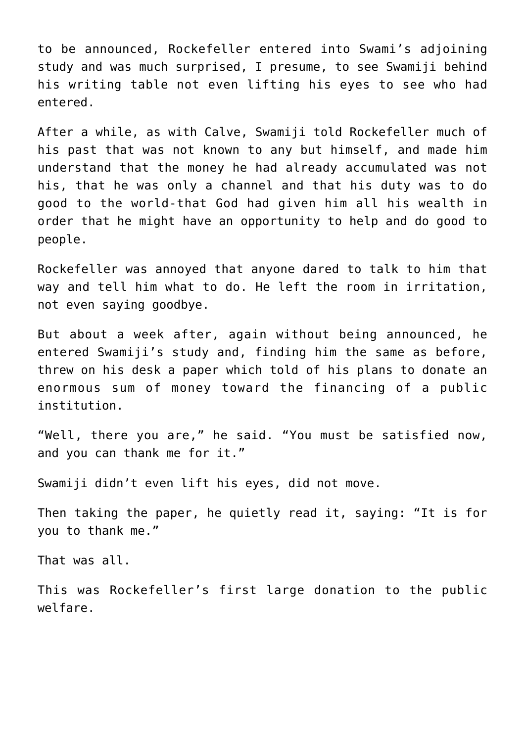to be announced, Rockefeller entered into Swami's adjoining study and was much surprised, I presume, to see Swamiji behind his writing table not even lifting his eyes to see who had entered.

After a while, as with Calve, Swamiji told Rockefeller much of his past that was not known to any but himself, and made him understand that the money he had already accumulated was not his, that he was only a channel and that his duty was to do good to the world-that God had given him all his wealth in order that he might have an opportunity to help and do good to people.

Rockefeller was annoyed that anyone dared to talk to him that way and tell him what to do. He left the room in irritation, not even saying goodbye.

But about a week after, again without being announced, he entered Swamiji's study and, finding him the same as before, threw on his desk a paper which told of his plans to donate an enormous sum of money toward the financing of a public institution.

"Well, there you are," he said. "You must be satisfied now, and you can thank me for it."

Swamiji didn't even lift his eyes, did not move.

Then taking the paper, he quietly read it, saying: "It is for you to thank me."

That was all.

This was Rockefeller's first large donation to the public welfare.